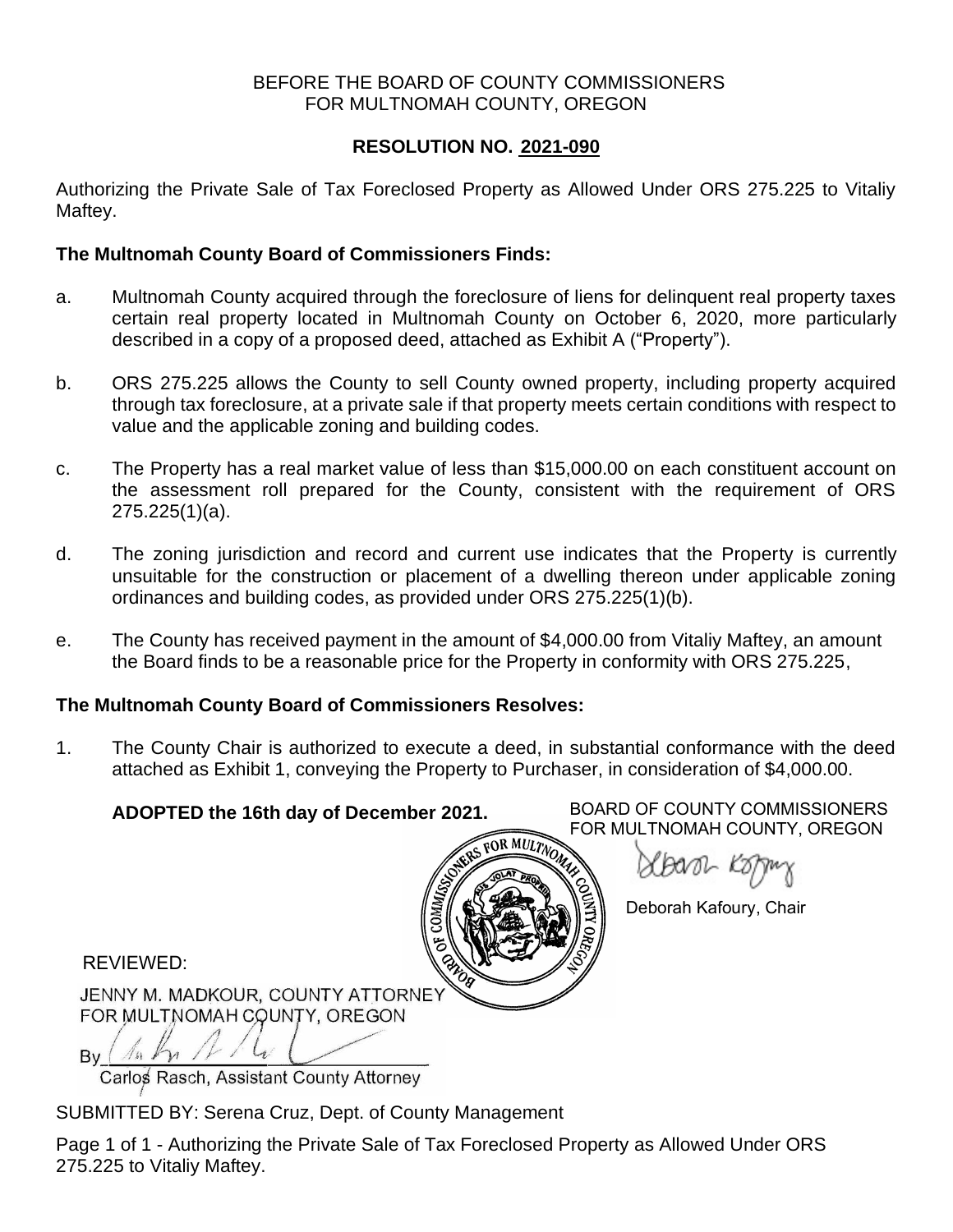BEFORE THE BOARD OF COUNTY COMMISSIONERS
FOR MULTNOMAH COUNTY, OREGON

## RESOLUTION NO. 2021-090

Authorizing the Private Sale of Tax Foreclosed Property as Allowed Under ORS 275.225 to Vitaliy Maftey.

### The Multnomah County Board of Commissioners Finds:

a. Multnomah County acquired through the foreclosure of liens for delinquent real property taxes certain real property located in Multnomah County on October 6, 2020, more particularly described in a copy of a proposed deed, attached as Exhibit A ("Property").

b. ORS 275.225 allows the County to sell County owned property, including property acquired through tax foreclosure, at a private sale if that property meets certain conditions with respect to value and the applicable zoning and building codes.

c. The Property has a real market value of less than $15,000.00 on each constituent account on the assessment roll prepared for the County, consistent with the requirement of ORS 275.225(1)(a).

d. The zoning jurisdiction and record and current use indicates that the Property is currently unsuitable for the construction or placement of a dwelling thereon under applicable zoning ordinances and building codes, as provided under ORS 275.225(1)(b).

e. The County has received payment in the amount of $4,000.00 from Vitaliy Maftey, an amount the Board finds to be a reasonable price for the Property in conformity with ORS 275.225,

### The Multnomah County Board of Commissioners Resolves:

1. The County Chair is authorized to execute a deed, in substantial conformance with the deed attached as Exhibit 1, conveying the Property to Purchaser, in consideration of $4,000.00.

**ADOPTED the 16th day of December 2021.**

BOARD OF COUNTY COMMISSIONERS
FOR MULTNOMAH COUNTY, OREGON

Deborah Kafoury, Chair

REVIEWED:

JENNY M. MADKOUR, COUNTY ATTORNEY
FOR MULTNOMAH COUNTY, OREGON

By ______________________________
Carlos Rasch, Assistant County Attorney

SUBMITTED BY: Serena Cruz, Dept. of County Management

Page 1 of 1 - Authorizing the Private Sale of Tax Foreclosed Property as Allowed Under ORS 275.225 to Vitaliy Maftey.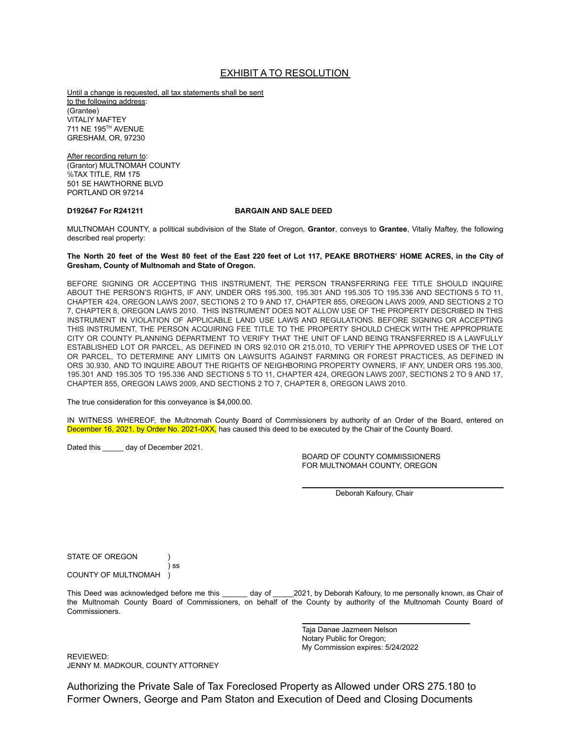# EXHIBIT A TO RESOLUTION

Until a change is requested, all tax statements shall be sent to the following address:
(Grantee)
VITALIY MAFTEY
711 NE 195TH AVENUE
GRESHAM, OR, 97230

After recording return to:
(Grantor) MULTNOMAH COUNTY
%TAX TITLE, RM 175
501 SE HAWTHORNE BLVD
PORTLAND OR 97214

**D192647 For R241211** **BARGAIN AND SALE DEED**

MULTNOMAH COUNTY, a political subdivision of the State of Oregon, **Grantor**, conveys to **Grantee**, Vitaliy Maftey, the following described real property:

**The North 20 feet of the West 80 feet of the East 220 feet of Lot 117, PEAKE BROTHERS' HOME ACRES, in the City of Gresham, County of Multnomah and State of Oregon.**

BEFORE SIGNING OR ACCEPTING THIS INSTRUMENT, THE PERSON TRANSFERRING FEE TITLE SHOULD INQUIRE ABOUT THE PERSON'S RIGHTS, IF ANY, UNDER ORS 195.300, 195.301 AND 195.305 TO 195.336 AND SECTIONS 5 TO 11, CHAPTER 424, OREGON LAWS 2007, SECTIONS 2 TO 9 AND 17, CHAPTER 855, OREGON LAWS 2009, AND SECTIONS 2 TO 7, CHAPTER 8, OREGON LAWS 2010. THIS INSTRUMENT DOES NOT ALLOW USE OF THE PROPERTY DESCRIBED IN THIS INSTRUMENT IN VIOLATION OF APPLICABLE LAND USE LAWS AND REGULATIONS. BEFORE SIGNING OR ACCEPTING THIS INSTRUMENT, THE PERSON ACQUIRING FEE TITLE TO THE PROPERTY SHOULD CHECK WITH THE APPROPRIATE CITY OR COUNTY PLANNING DEPARTMENT TO VERIFY THAT THE UNIT OF LAND BEING TRANSFERRED IS A LAWFULLY ESTABLISHED LOT OR PARCEL, AS DEFINED IN ORS 92.010 OR 215.010, TO VERIFY THE APPROVED USES OF THE LOT OR PARCEL, TO DETERMINE ANY LIMITS ON LAWSUITS AGAINST FARMING OR FOREST PRACTICES, AS DEFINED IN ORS 30.930, AND TO INQUIRE ABOUT THE RIGHTS OF NEIGHBORING PROPERTY OWNERS, IF ANY, UNDER ORS 195.300, 195.301 AND 195.305 TO 195.336 AND SECTIONS 5 TO 11, CHAPTER 424, OREGON LAWS 2007, SECTIONS 2 TO 9 AND 17, CHAPTER 855, OREGON LAWS 2009, AND SECTIONS 2 TO 7, CHAPTER 8, OREGON LAWS 2010.

The true consideration for this conveyance is $4,000.00.

IN WITNESS WHEREOF, the Multnomah County Board of Commissioners by authority of an Order of the Board, entered on December 16, 2021, by Order No. 2021-0XX, has caused this deed to be executed by the Chair of the County Board.

Dated this _____ day of December 2021.

BOARD OF COUNTY COMMISSIONERS
FOR MULTNOMAH COUNTY, OREGON

______________________________
Deborah Kafoury, Chair

STATE OF OREGON )
) ss
COUNTY OF MULTNOMAH )

This Deed was acknowledged before me this ______ day of _____2021, by Deborah Kafoury, to me personally known, as Chair of the Multnomah County Board of Commissioners, on behalf of the County by authority of the Multnomah County Board of Commissioners.

______________________________
Taja Danae Jazmeen Nelson
Notary Public for Oregon;
My Commission expires: 5/24/2022

REVIEWED:
JENNY M. MADKOUR, COUNTY ATTORNEY

Authorizing the Private Sale of Tax Foreclosed Property as Allowed under ORS 275.180 to Former Owners, George and Pam Staton and Execution of Deed and Closing Documents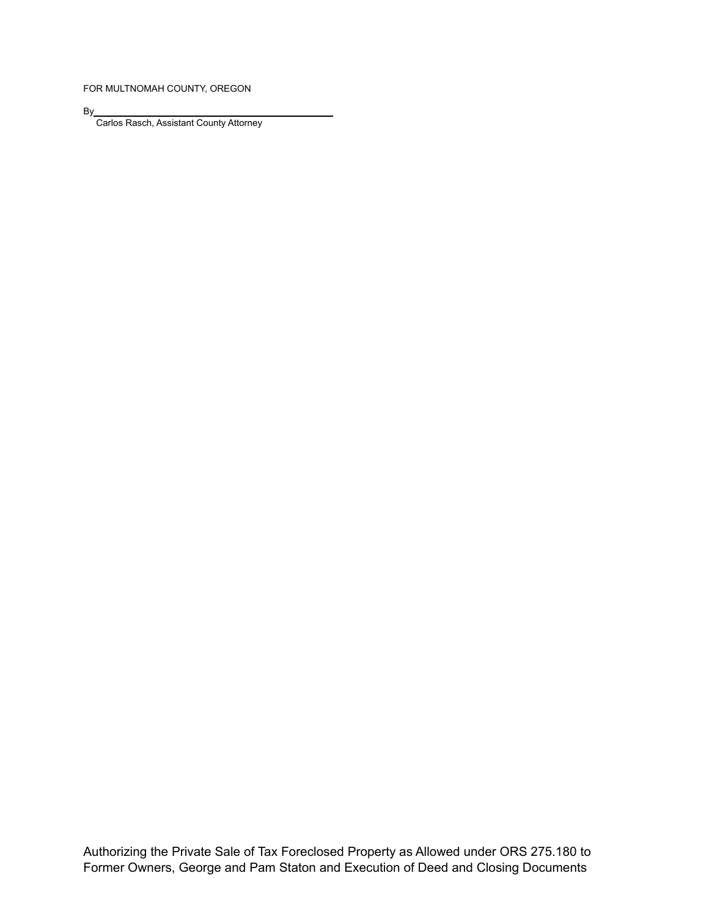FOR MULTNOMAH COUNTY, OREGON

By\_\_\_\_\_\_\_\_\_\_\_\_\_\_\_\_\_\_\_\_\_\_\_\_\_\_\_\_\_\_\_\_\_\_\_\_\_\_\_\_\_\_\_\_

Carlos Rasch, Assistant County Attorney

Authorizing the Private Sale of Tax Foreclosed Property as Allowed under ORS 275.180 to Former Owners, George and Pam Staton and Execution of Deed and Closing Documents